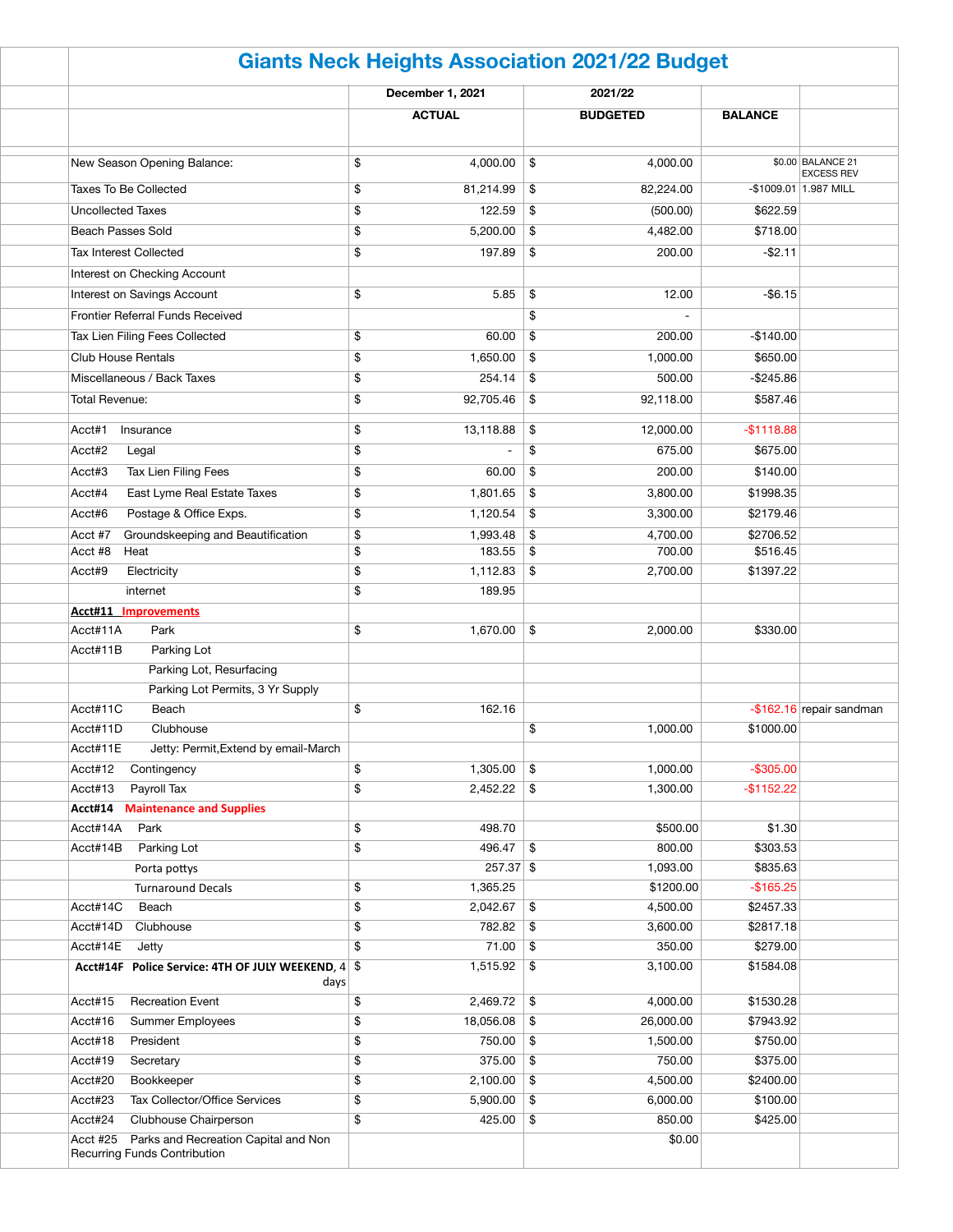# Giants Neck Heights Association 2021/22 Budget

| | December 1, 2021 ACTUAL | 2021/22 BUDGETED | BALANCE | |
|---|---|---|---|---|
| New Season Opening Balance: | $ 4,000.00 | $ 4,000.00 | $0.00 | BALANCE 21 EXCESS REV |
| Taxes To Be Collected | $ 81,214.99 | $ 82,224.00 | -$1009.01 | 1.987 MILL |
| Uncollected Taxes | $ 122.59 | $ (500.00) | $622.59 | |
| Beach Passes Sold | $ 5,200.00 | $ 4,482.00 | $718.00 | |
| Tax Interest Collected | $ 197.89 | $ 200.00 | -$2.11 | |
| Interest on Checking Account | | | | |
| Interest on Savings Account | $ 5.85 | $ 12.00 | -$6.15 | |
| Frontier Referral Funds Received | | $ - | | |
| Tax Lien Filing Fees Collected | $ 60.00 | $ 200.00 | -$140.00 | |
| Club House Rentals | $ 1,650.00 | $ 1,000.00 | $650.00 | |
| Miscellaneous / Back Taxes | $ 254.14 | $ 500.00 | -$245.86 | |
| Total Revenue: | $ 92,705.46 | $ 92,118.00 | $587.46 | |
| Acct#1 Insurance | $ 13,118.88 | $ 12,000.00 | -$1118.88 | |
| Acct#2 Legal | $ - | $ 675.00 | $675.00 | |
| Acct#3 Tax Lien Filing Fees | $ 60.00 | $ 200.00 | $140.00 | |
| Acct#4 East Lyme Real Estate Taxes | $ 1,801.65 | $ 3,800.00 | $1998.35 | |
| Acct#6 Postage & Office Exps. | $ 1,120.54 | $ 3,300.00 | $2179.46 | |
| Acct #7 Groundskeeping and Beautification | $ 1,993.48 | $ 4,700.00 | $2706.52 | |
| Acct #8 Heat | $ 183.55 | $ 700.00 | $516.45 | |
| Acct#9 Electricity | $ 1,112.83 | $ 2,700.00 | $1397.22 | |
| internet | $ 189.95 | | | |
| **Acct#11 Improvements** | | | | |
| Acct#11A Park | $ 1,670.00 | $ 2,000.00 | $330.00 | |
| Acct#11B Parking Lot | | | | |
| Parking Lot, Resurfacing | | | | |
| Parking Lot Permits, 3 Yr Supply | | | | |
| Acct#11C Beach | $ 162.16 | | -$162.16 | repair sandman |
| Acct#11D Clubhouse | | $ 1,000.00 | $1000.00 | |
| Acct#11E Jetty: Permit,Extend by email-March | | | | |
| Acct#12 Contingency | $ 1,305.00 | $ 1,000.00 | -$305.00 | |
| Acct#13 Payroll Tax | $ 2,452.22 | $ 1,300.00 | -$1152.22 | |
| **Acct#14 Maintenance and Supplies** | | | | |
| Acct#14A Park | $ 498.70 | $500.00 | $1.30 | |
| Acct#14B Parking Lot | $ 496.47 | $ 800.00 | $303.53 | |
| Porta pottys | 257.37 | $ 1,093.00 | $835.63 | |
| Turnaround Decals | $ 1,365.25 | $1200.00 | -$165.25 | |
| Acct#14C Beach | $ 2,042.67 | $ 4,500.00 | $2457.33 | |
| Acct#14D Clubhouse | $ 782.82 | $ 3,600.00 | $2817.18 | |
| Acct#14E Jetty | $ 71.00 | $ 350.00 | $279.00 | |
| **Acct#14F Police Service: 4TH OF JULY WEEKEND,** 4 days | $ 1,515.92 | $ 3,100.00 | $1584.08 | |
| Acct#15 Recreation Event | $ 2,469.72 | $ 4,000.00 | $1530.28 | |
| Acct#16 Summer Employees | $ 18,056.08 | $ 26,000.00 | $7943.92 | |
| Acct#18 President | $ 750.00 | $ 1,500.00 | $750.00 | |
| Acct#19 Secretary | $ 375.00 | $ 750.00 | $375.00 | |
| Acct#20 Bookkeeper | $ 2,100.00 | $ 4,500.00 | $2400.00 | |
| Acct#23 Tax Collector/Office Services | $ 5,900.00 | $ 6,000.00 | $100.00 | |
| Acct#24 Clubhouse Chairperson | $ 425.00 | $ 850.00 | $425.00 | |
| Acct #25 Parks and Recreation Capital and Non Recurring Funds Contribution | | $0.00 | | |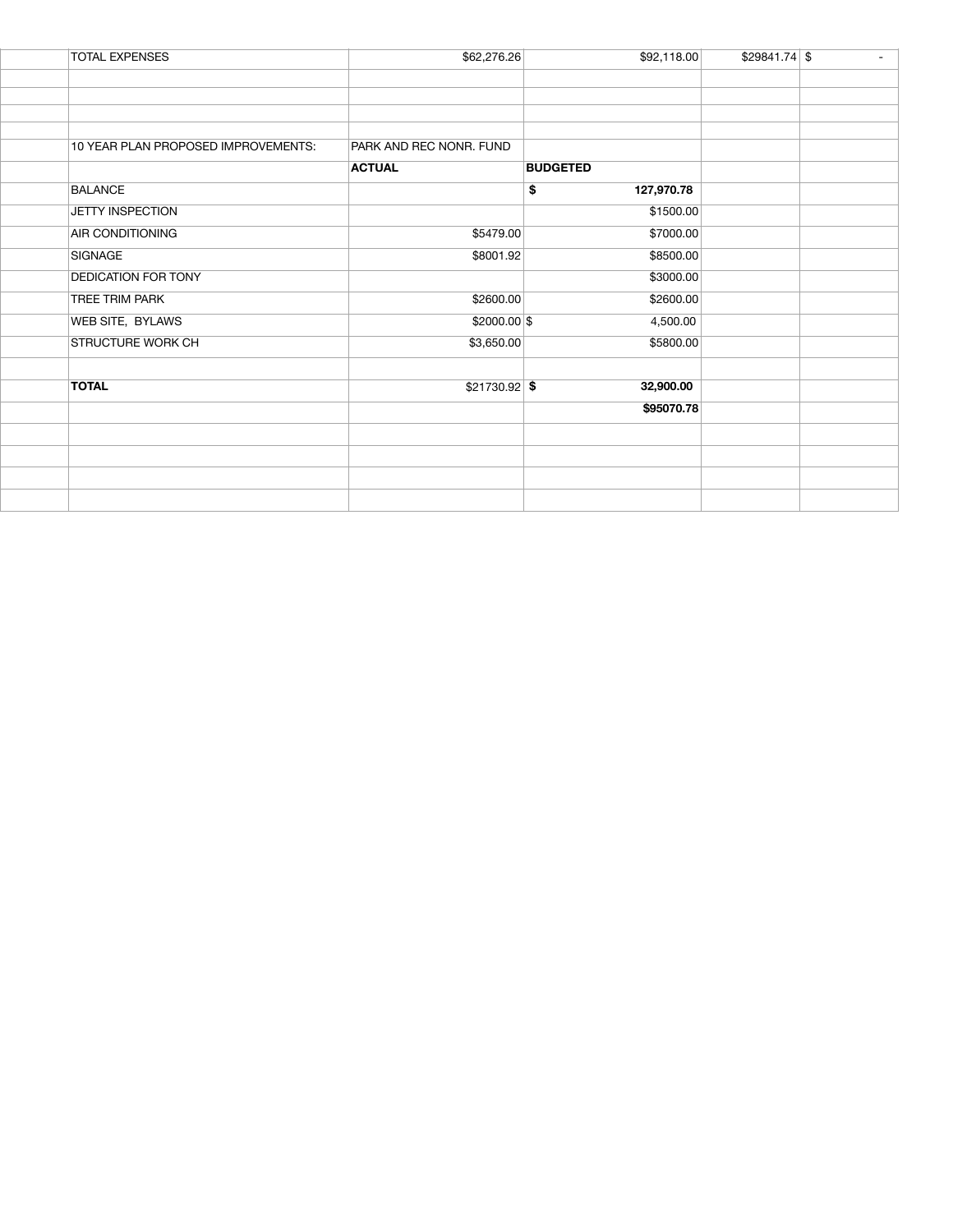| | | | | | |
|---|---|---|---|---|---|
| | TOTAL EXPENSES | $62,276.26 | $92,118.00 | $29841.74 | $ - |
| | | | | | |
| | | | | | |
| | | | | | |
| | | | | | |
| | 10 YEAR PLAN PROPOSED IMPROVEMENTS: | PARK AND REC NONR. FUND | | | |
| | | **ACTUAL** | **BUDGETED** | | |
| | BALANCE | | **$ 127,970.78** | | |
| | JETTY INSPECTION | | $1500.00 | | |
| | AIR CONDITIONING | $5479.00 | $7000.00 | | |
| | SIGNAGE | $8001.92 | $8500.00 | | |
| | DEDICATION FOR TONY | | $3000.00 | | |
| | TREE TRIM PARK | $2600.00 | $2600.00 | | |
| | WEB SITE, BYLAWS | $2000.00 | $ 4,500.00 | | |
| | STRUCTURE WORK CH | $3,650.00 | $5800.00 | | |
| | | | | | |
| | **TOTAL** | $21730.92 | **$ 32,900.00** | | |
| | | | **$95070.78** | | |
| | | | | | |
| | | | | | |
| | | | | | |
| | | | | | |